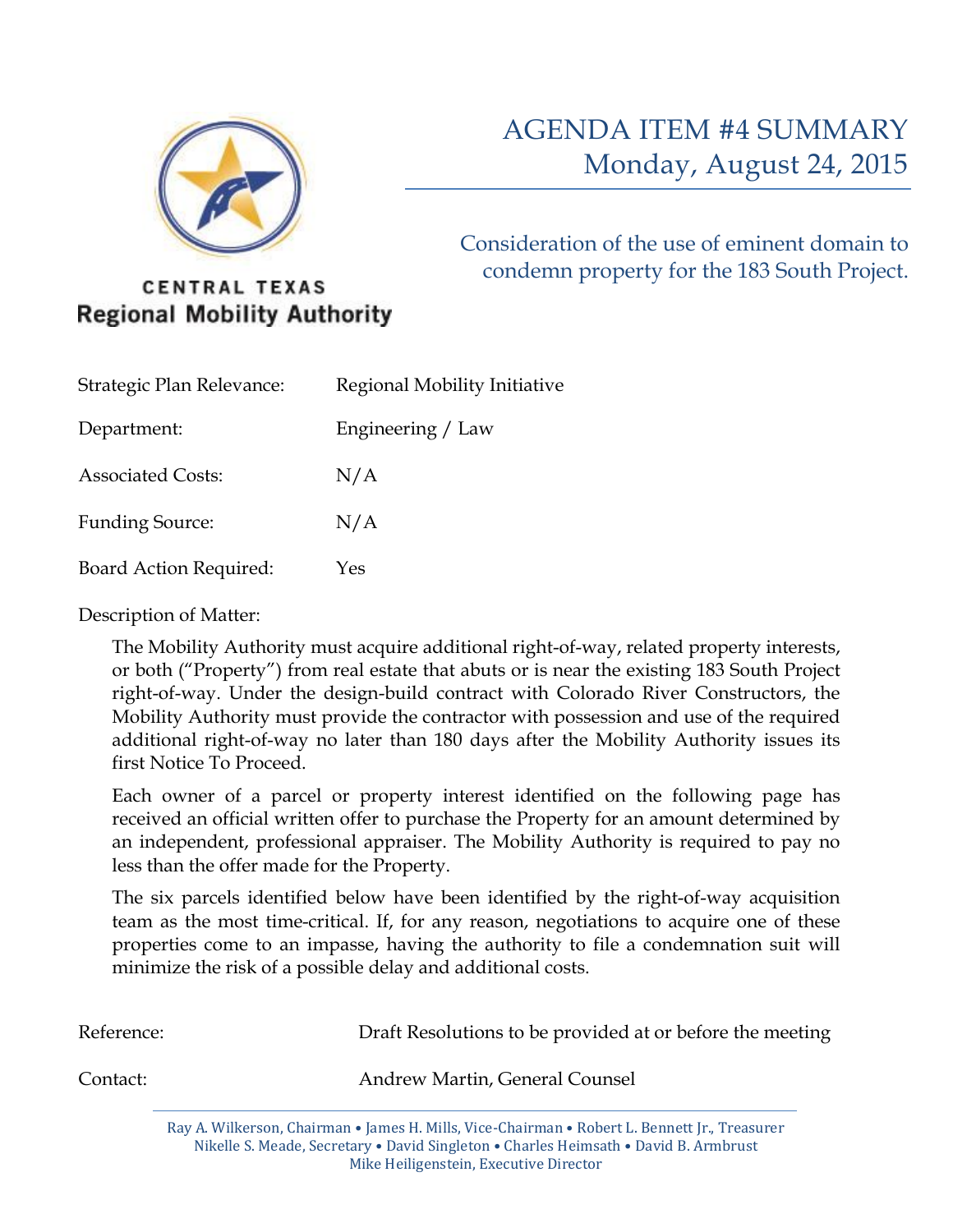CENTRAL TEXAS
**Regional Mobility Authority**

# AGENDA ITEM #4 SUMMARY
## Monday, August 24, 2015

### Consideration of the use of eminent domain to condemn property for the 183 South Project.

| | |
|---|---|
| Strategic Plan Relevance: | Regional Mobility Initiative |
| Department: | Engineering / Law |
| Associated Costs: | N/A |
| Funding Source: | N/A |
| Board Action Required: | Yes |

Description of Matter:

The Mobility Authority must acquire additional right-of-way, related property interests, or both ("Property") from real estate that abuts or is near the existing 183 South Project right-of-way. Under the design-build contract with Colorado River Constructors, the Mobility Authority must provide the contractor with possession and use of the required additional right-of-way no later than 180 days after the Mobility Authority issues its first Notice To Proceed.

Each owner of a parcel or property interest identified on the following page has received an official written offer to purchase the Property for an amount determined by an independent, professional appraiser. The Mobility Authority is required to pay no less than the offer made for the Property.

The six parcels identified below have been identified by the right-of-way acquisition team as the most time-critical. If, for any reason, negotiations to acquire one of these properties come to an impasse, having the authority to file a condemnation suit will minimize the risk of a possible delay and additional costs.

| | |
|---|---|
| Reference: | Draft Resolutions to be provided at or before the meeting |
| Contact: | Andrew Martin, General Counsel |

Ray A. Wilkerson, Chairman • James H. Mills, Vice-Chairman • Robert L. Bennett Jr., Treasurer
Nikelle S. Meade, Secretary • David Singleton • Charles Heimsath • David B. Armbrust
Mike Heiligenstein, Executive Director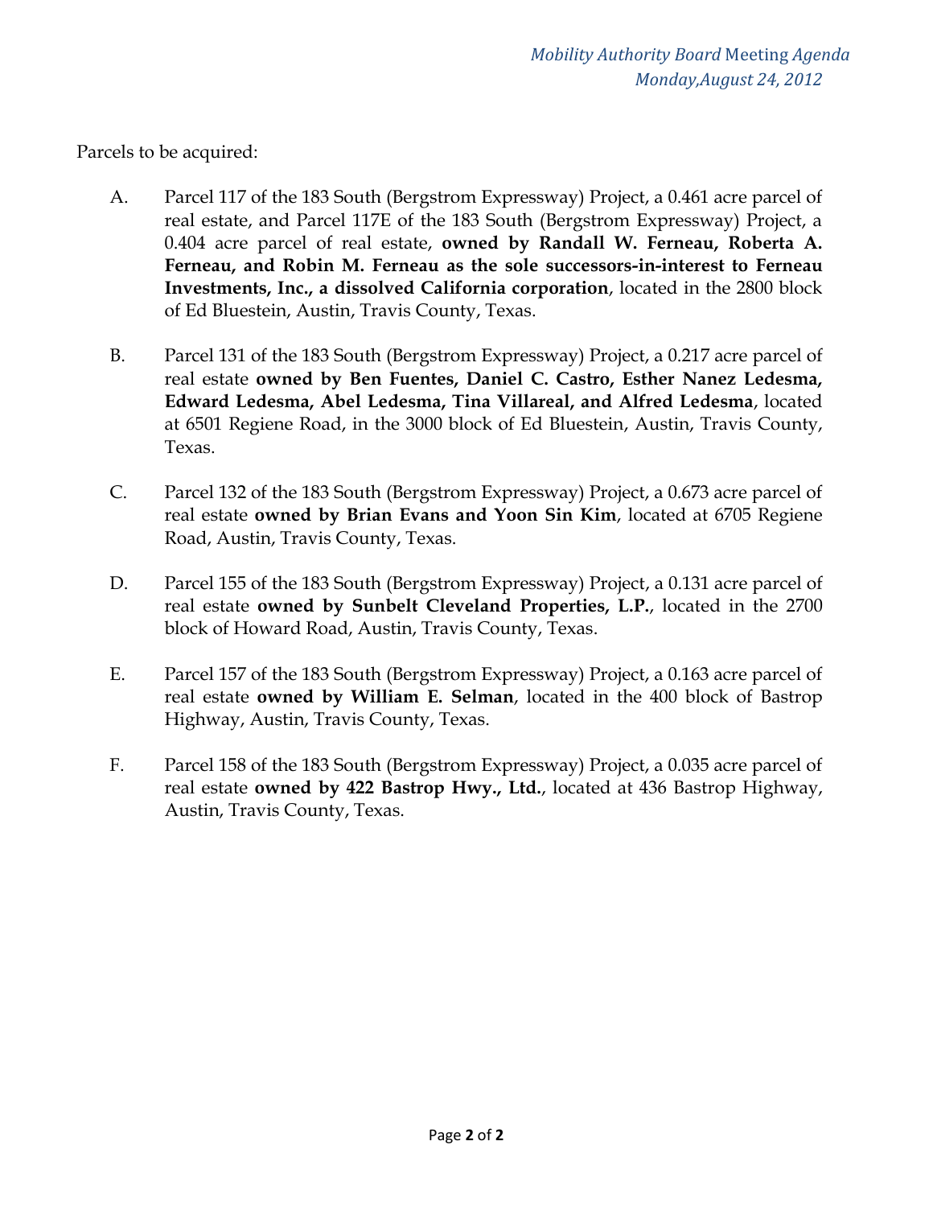Parcels to be acquired:

A. Parcel 117 of the 183 South (Bergstrom Expressway) Project, a 0.461 acre parcel of real estate, and Parcel 117E of the 183 South (Bergstrom Expressway) Project, a 0.404 acre parcel of real estate, **owned by Randall W. Ferneau, Roberta A. Ferneau, and Robin M. Ferneau as the sole successors-in-interest to Ferneau Investments, Inc., a dissolved California corporation**, located in the 2800 block of Ed Bluestein, Austin, Travis County, Texas.

B. Parcel 131 of the 183 South (Bergstrom Expressway) Project, a 0.217 acre parcel of real estate **owned by Ben Fuentes, Daniel C. Castro, Esther Nanez Ledesma, Edward Ledesma, Abel Ledesma, Tina Villareal, and Alfred Ledesma**, located at 6501 Regiene Road, in the 3000 block of Ed Bluestein, Austin, Travis County, Texas.

C. Parcel 132 of the 183 South (Bergstrom Expressway) Project, a 0.673 acre parcel of real estate **owned by Brian Evans and Yoon Sin Kim**, located at 6705 Regiene Road, Austin, Travis County, Texas.

D. Parcel 155 of the 183 South (Bergstrom Expressway) Project, a 0.131 acre parcel of real estate **owned by Sunbelt Cleveland Properties, L.P.**, located in the 2700 block of Howard Road, Austin, Travis County, Texas.

E. Parcel 157 of the 183 South (Bergstrom Expressway) Project, a 0.163 acre parcel of real estate **owned by William E. Selman**, located in the 400 block of Bastrop Highway, Austin, Travis County, Texas.

F. Parcel 158 of the 183 South (Bergstrom Expressway) Project, a 0.035 acre parcel of real estate **owned by 422 Bastrop Hwy., Ltd.**, located at 436 Bastrop Highway, Austin, Travis County, Texas.